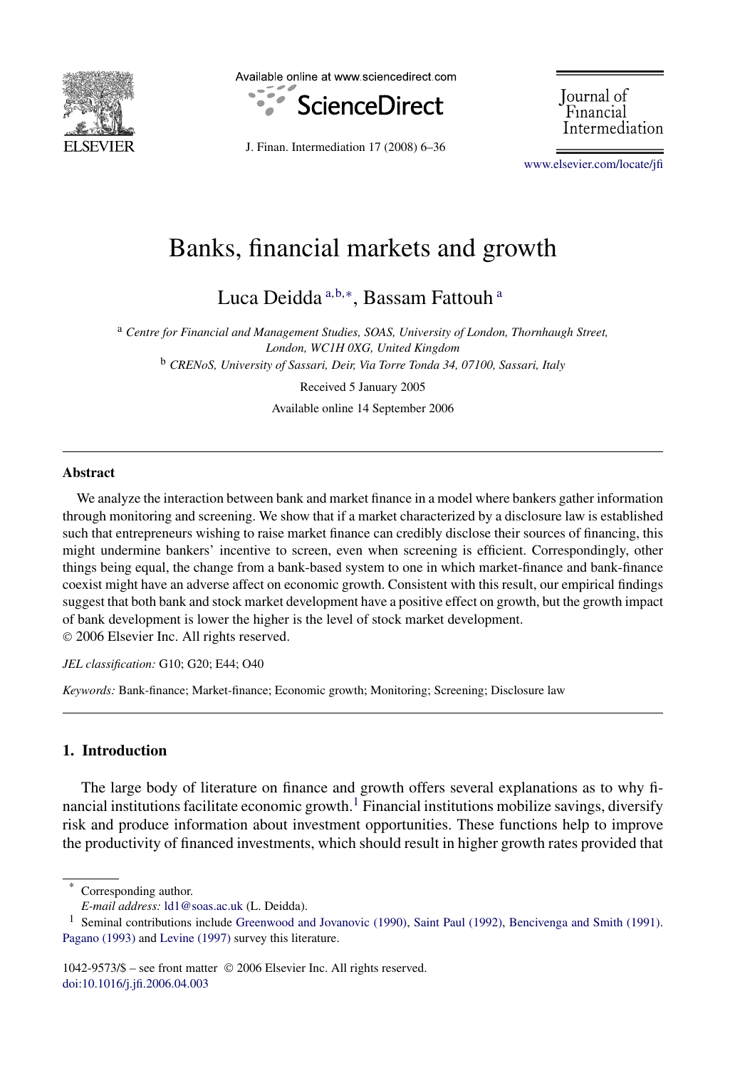# Banks, financial markets and growth

Luca Deidda[a,b,*], Bassam Fattouh[a]

[a] *Centre for Financial and Management Studies, SOAS, University of London, Thornhaugh Street, London, WC1H 0XG, United Kingdom*

[b] *CRENoS, University of Sassari, Deir, Via Torre Tonda 34, 07100, Sassari, Italy*

Received 5 January 2005

Available online 14 September 2006

## Abstract

We analyze the interaction between bank and market finance in a model where bankers gather information through monitoring and screening. We show that if a market characterized by a disclosure law is established such that entrepreneurs wishing to raise market finance can credibly disclose their sources of financing, this might undermine bankers' incentive to screen, even when screening is efficient. Correspondingly, other things being equal, the change from a bank-based system to one in which market-finance and bank-finance coexist might have an adverse affect on economic growth. Consistent with this result, our empirical findings suggest that both bank and stock market development have a positive effect on growth, but the growth impact of bank development is lower the higher is the level of stock market development.

© 2006 Elsevier Inc. All rights reserved.

*JEL classification:* G10; G20; E44; O40

*Keywords:* Bank-finance; Market-finance; Economic growth; Monitoring; Screening; Disclosure law

## 1. Introduction

The large body of literature on finance and growth offers several explanations as to why financial institutions facilitate economic growth.[1] Financial institutions mobilize savings, diversify risk and produce information about investment opportunities. These functions help to improve the productivity of financed investments, which should result in higher growth rates provided that

---

* Corresponding author.

*E-mail address:* ld1@soas.ac.uk (L. Deidda).

[1] Seminal contributions include Greenwood and Jovanovic (1990), Saint Paul (1992), Bencivenga and Smith (1991). Pagano (1993) and Levine (1997) survey this literature.

1042-9573/$ – see front matter © 2006 Elsevier Inc. All rights reserved.

doi:10.1016/j.jfi.2006.04.003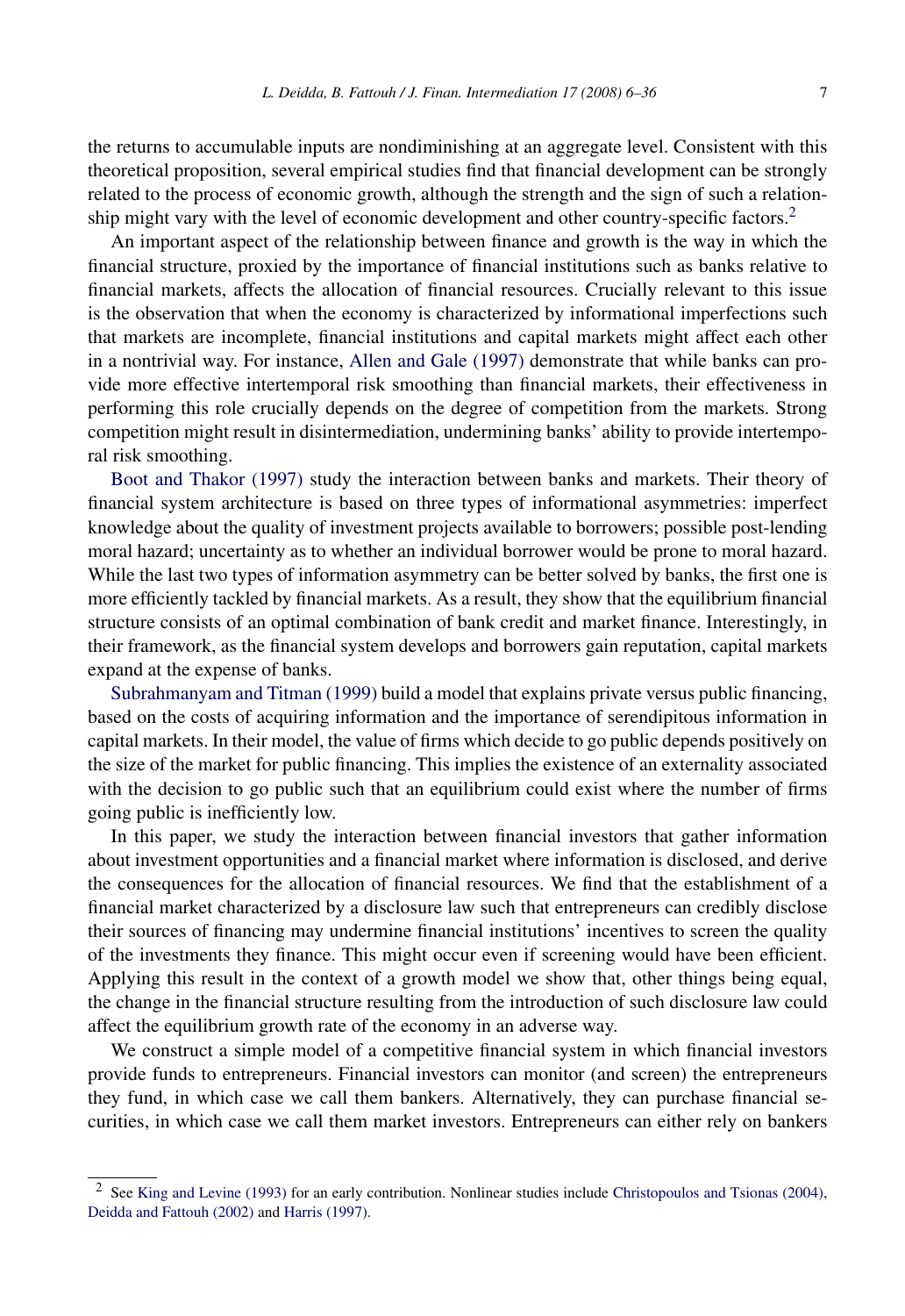the returns to accumulable inputs are nondiminishing at an aggregate level. Consistent with this theoretical proposition, several empirical studies find that financial development can be strongly related to the process of economic growth, although the strength and the sign of such a relationship might vary with the level of economic development and other country-specific factors.[2]

An important aspect of the relationship between finance and growth is the way in which the financial structure, proxied by the importance of financial institutions such as banks relative to financial markets, affects the allocation of financial resources. Crucially relevant to this issue is the observation that when the economy is characterized by informational imperfections such that markets are incomplete, financial institutions and capital markets might affect each other in a nontrivial way. For instance, Allen and Gale (1997) demonstrate that while banks can provide more effective intertemporal risk smoothing than financial markets, their effectiveness in performing this role crucially depends on the degree of competition from the markets. Strong competition might result in disintermediation, undermining banks' ability to provide intertemporal risk smoothing.

Boot and Thakor (1997) study the interaction between banks and markets. Their theory of financial system architecture is based on three types of informational asymmetries: imperfect knowledge about the quality of investment projects available to borrowers; possible post-lending moral hazard; uncertainty as to whether an individual borrower would be prone to moral hazard. While the last two types of information asymmetry can be better solved by banks, the first one is more efficiently tackled by financial markets. As a result, they show that the equilibrium financial structure consists of an optimal combination of bank credit and market finance. Interestingly, in their framework, as the financial system develops and borrowers gain reputation, capital markets expand at the expense of banks.

Subrahmanyam and Titman (1999) build a model that explains private versus public financing, based on the costs of acquiring information and the importance of serendipitous information in capital markets. In their model, the value of firms which decide to go public depends positively on the size of the market for public financing. This implies the existence of an externality associated with the decision to go public such that an equilibrium could exist where the number of firms going public is inefficiently low.

In this paper, we study the interaction between financial investors that gather information about investment opportunities and a financial market where information is disclosed, and derive the consequences for the allocation of financial resources. We find that the establishment of a financial market characterized by a disclosure law such that entrepreneurs can credibly disclose their sources of financing may undermine financial institutions' incentives to screen the quality of the investments they finance. This might occur even if screening would have been efficient. Applying this result in the context of a growth model we show that, other things being equal, the change in the financial structure resulting from the introduction of such disclosure law could affect the equilibrium growth rate of the economy in an adverse way.

We construct a simple model of a competitive financial system in which financial investors provide funds to entrepreneurs. Financial investors can monitor (and screen) the entrepreneurs they fund, in which case we call them bankers. Alternatively, they can purchase financial securities, in which case we call them market investors. Entrepreneurs can either rely on bankers

[2] See King and Levine (1993) for an early contribution. Nonlinear studies include Christopoulos and Tsionas (2004), Deidda and Fattouh (2002) and Harris (1997).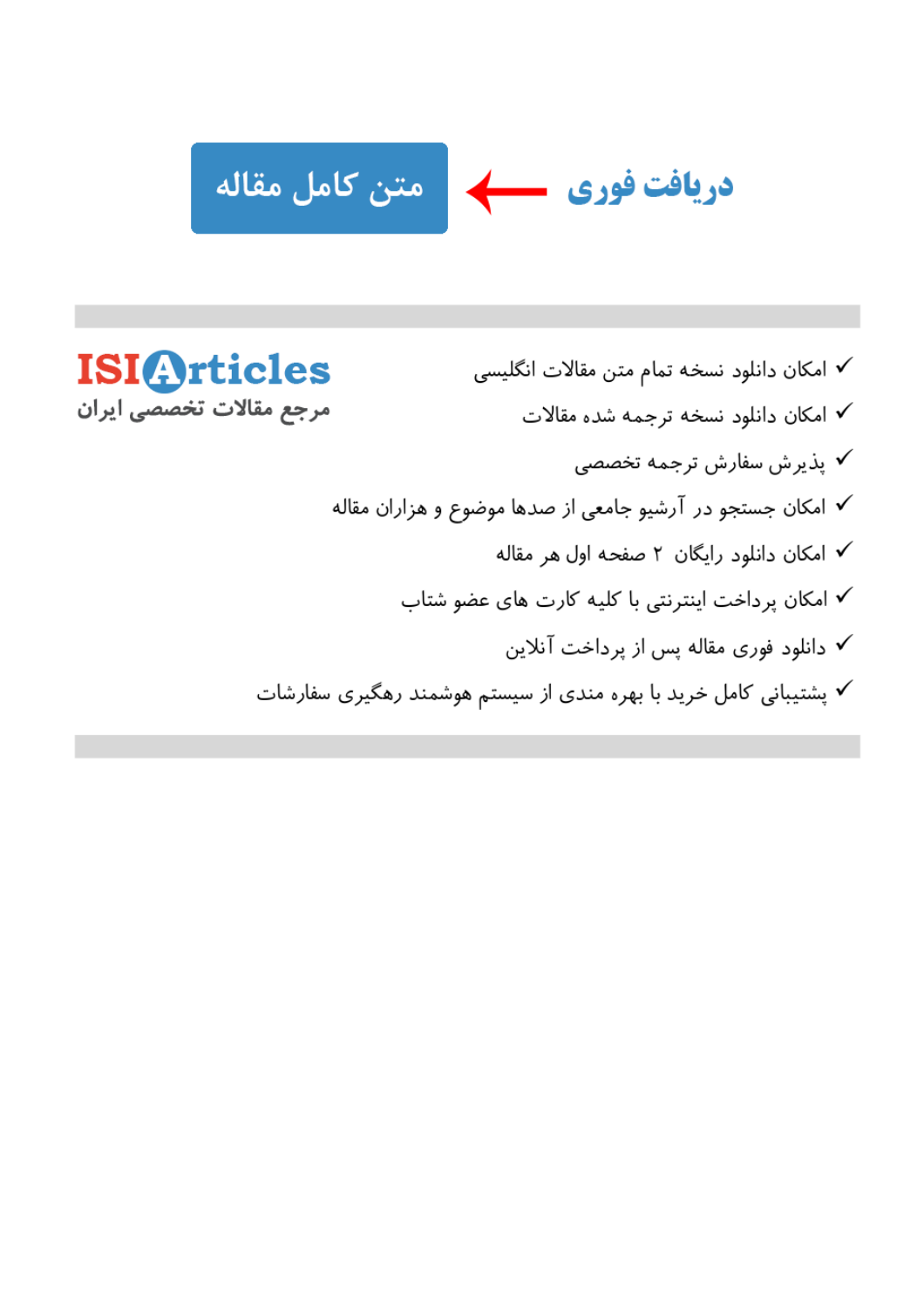دریافت فوری ← **متن کامل مقاله**

**ISIArticles**

مرجع مقالات تخصصی ایران

- ✓ امکان دانلود نسخه تمام متن مقالات انگلیسی
- ✓ امکان دانلود نسخه ترجمه شده مقالات
- ✓ پذیرش سفارش ترجمه تخصصی
- ✓ امکان جستجو در آرشیو جامعی از صدها موضوع و هزاران مقاله
- ✓ امکان دانلود رایگان ۲ صفحه اول هر مقاله
- ✓ امکان پرداخت اینترنتی با کلیه کارت های عضو شتاب
- ✓ دانلود فوری مقاله پس از پرداخت آنلاین
- ✓ پشتیبانی کامل خرید با بهره مندی از سیستم هوشمند رهگیری سفارشات